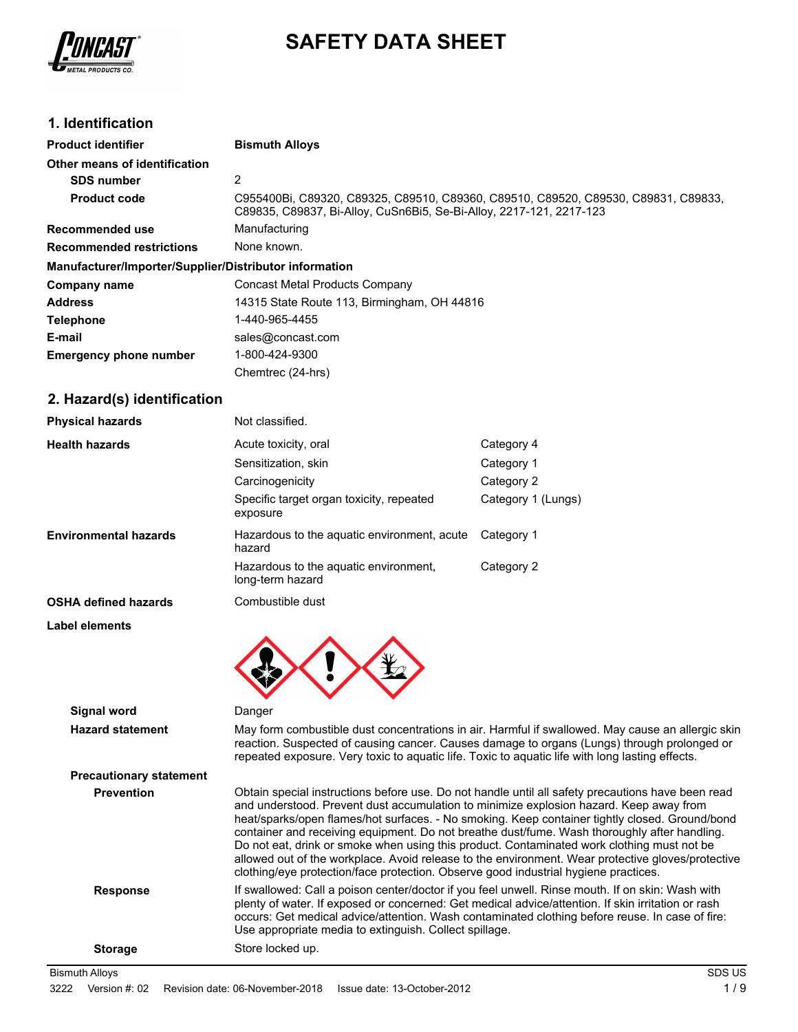# SAFETY DATA SHEET

## 1. Identification

| | |
|---|---|
| **Product identifier** | **Bismuth Alloys** |
| **Other means of identification** | |
| **SDS number** | 2 |
| **Product code** | C955400Bi, C89320, C89325, C89510, C89360, C89510, C89520, C89530, C89831, C89833, C89835, C89837, Bi-Alloy, CuSn6Bi5, Se-Bi-Alloy, 2217-121, 2217-123 |
| **Recommended use** | Manufacturing |
| **Recommended restrictions** | None known. |

**Manufacturer/Importer/Supplier/Distributor information**

| | |
|---|---|
| **Company name** | Concast Metal Products Company |
| **Address** | 14315 State Route 113, Birmingham, OH 44816 |
| **Telephone** | 1-440-965-4455 |
| **E-mail** | sales@concast.com |
| **Emergency phone number** | 1-800-424-9300<br>Chemtrec (24-hrs) |

## 2. Hazard(s) identification

| | | |
|---|---|---|
| **Physical hazards** | Not classified. | |
| **Health hazards** | Acute toxicity, oral | Category 4 |
| | Sensitization, skin | Category 1 |
| | Carcinogenicity | Category 2 |
| | Specific target organ toxicity, repeated exposure | Category 1 (Lungs) |
| **Environmental hazards** | Hazardous to the aquatic environment, acute hazard | Category 1 |
| | Hazardous to the aquatic environment, long-term hazard | Category 2 |
| **OSHA defined hazards** | Combustible dust | |

**Label elements**

**Signal word** Danger

**Hazard statement** May form combustible dust concentrations in air. Harmful if swallowed. May cause an allergic skin reaction. Suspected of causing cancer. Causes damage to organs (Lungs) through prolonged or repeated exposure. Very toxic to aquatic life. Toxic to aquatic life with long lasting effects.

**Precautionary statement**

**Prevention** Obtain special instructions before use. Do not handle until all safety precautions have been read and understood. Prevent dust accumulation to minimize explosion hazard. Keep away from heat/sparks/open flames/hot surfaces. - No smoking. Keep container tightly closed. Ground/bond container and receiving equipment. Do not breathe dust/fume. Wash thoroughly after handling. Do not eat, drink or smoke when using this product. Contaminated work clothing must not be allowed out of the workplace. Avoid release to the environment. Wear protective gloves/protective clothing/eye protection/face protection. Observe good industrial hygiene practices.

**Response** If swallowed: Call a poison center/doctor if you feel unwell. Rinse mouth. If on skin: Wash with plenty of water. If exposed or concerned: Get medical advice/attention. If skin irritation or rash occurs: Get medical advice/attention. Wash contaminated clothing before reuse. In case of fire: Use appropriate media to extinguish. Collect spillage.

**Storage** Store locked up.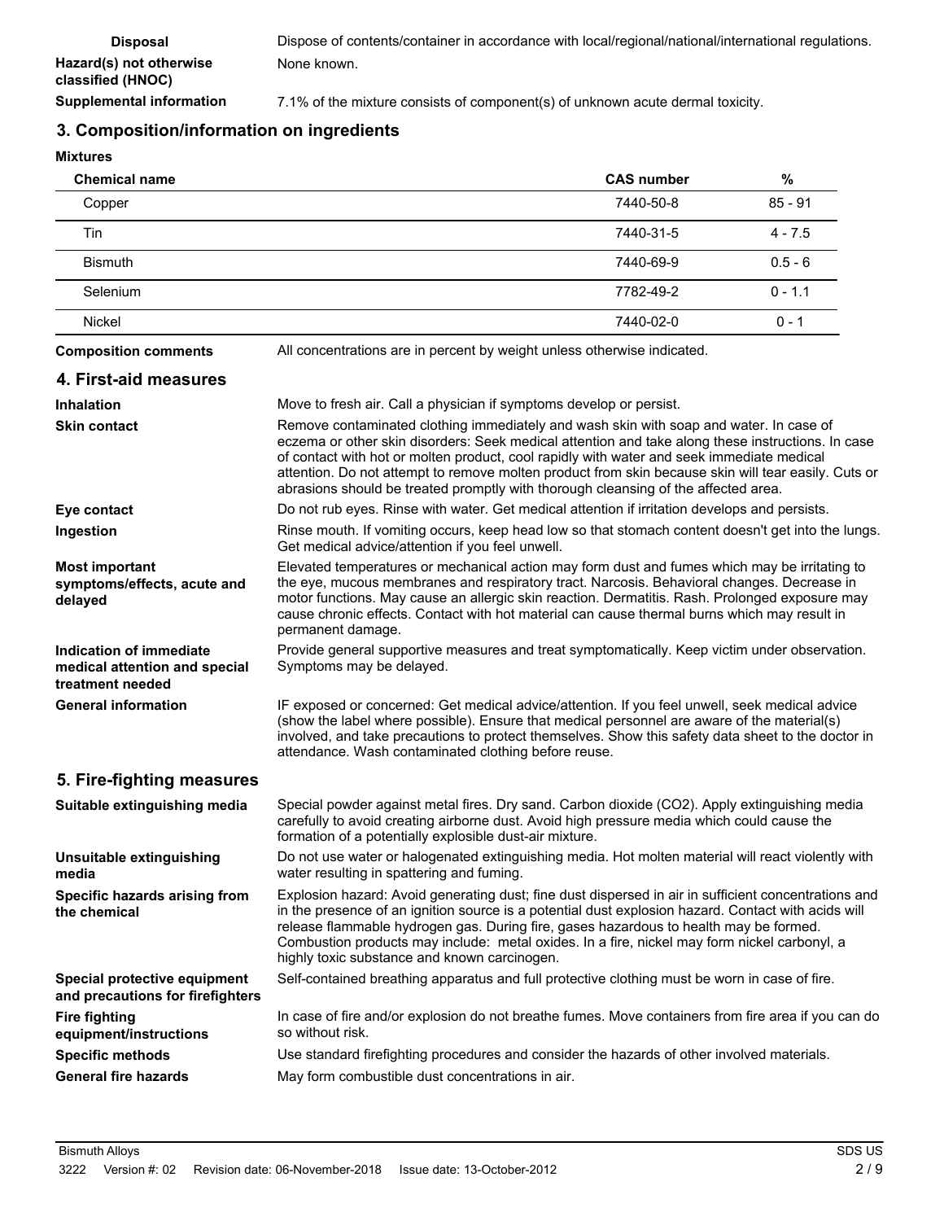| | |
|---|---|
| **Disposal** | Dispose of contents/container in accordance with local/regional/national/international regulations. |
| **Hazard(s) not otherwise classified (HNOC)** | None known. |
| **Supplemental information** | 7.1% of the mixture consists of component(s) of unknown acute dermal toxicity. |

## 3. Composition/information on ingredients

**Mixtures**

| Chemical name | CAS number | % |
|---|---|---|
| Copper | 7440-50-8 | 85 - 91 |
| Tin | 7440-31-5 | 4 - 7.5 |
| Bismuth | 7440-69-9 | 0.5 - 6 |
| Selenium | 7782-49-2 | 0 - 1.1 |
| Nickel | 7440-02-0 | 0 - 1 |

| | |
|---|---|
| **Composition comments** | All concentrations are in percent by weight unless otherwise indicated. |

## 4. First-aid measures

| | |
|---|---|
| **Inhalation** | Move to fresh air. Call a physician if symptoms develop or persist. |
| **Skin contact** | Remove contaminated clothing immediately and wash skin with soap and water. In case of eczema or other skin disorders: Seek medical attention and take along these instructions. In case of contact with hot or molten product, cool rapidly with water and seek immediate medical attention. Do not attempt to remove molten product from skin because skin will tear easily. Cuts or abrasions should be treated promptly with thorough cleansing of the affected area. |
| **Eye contact** | Do not rub eyes. Rinse with water. Get medical attention if irritation develops and persists. |
| **Ingestion** | Rinse mouth. If vomiting occurs, keep head low so that stomach content doesn't get into the lungs. Get medical advice/attention if you feel unwell. |
| **Most important symptoms/effects, acute and delayed** | Elevated temperatures or mechanical action may form dust and fumes which may be irritating to the eye, mucous membranes and respiratory tract. Narcosis. Behavioral changes. Decrease in motor functions. May cause an allergic skin reaction. Dermatitis. Rash. Prolonged exposure may cause chronic effects. Contact with hot material can cause thermal burns which may result in permanent damage. |
| **Indication of immediate medical attention and special treatment needed** | Provide general supportive measures and treat symptomatically. Keep victim under observation. Symptoms may be delayed. |
| **General information** | IF exposed or concerned: Get medical advice/attention. If you feel unwell, seek medical advice (show the label where possible). Ensure that medical personnel are aware of the material(s) involved, and take precautions to protect themselves. Show this safety data sheet to the doctor in attendance. Wash contaminated clothing before reuse. |

## 5. Fire-fighting measures

| | |
|---|---|
| **Suitable extinguishing media** | Special powder against metal fires. Dry sand. Carbon dioxide ($CO_2$). Apply extinguishing media carefully to avoid creating airborne dust. Avoid high pressure media which could cause the formation of a potentially explosible dust-air mixture. |
| **Unsuitable extinguishing media** | Do not use water or halogenated extinguishing media. Hot molten material will react violently with water resulting in spattering and fuming. |
| **Specific hazards arising from the chemical** | Explosion hazard: Avoid generating dust; fine dust dispersed in air in sufficient concentrations and in the presence of an ignition source is a potential dust explosion hazard. Contact with acids will release flammable hydrogen gas. During fire, gases hazardous to health may be formed. Combustion products may include: metal oxides. In a fire, nickel may form nickel carbonyl, a highly toxic substance and known carcinogen. |
| **Special protective equipment and precautions for firefighters** | Self-contained breathing apparatus and full protective clothing must be worn in case of fire. |
| **Fire fighting equipment/instructions** | In case of fire and/or explosion do not breathe fumes. Move containers from fire area if you can do so without risk. |
| **Specific methods** | Use standard firefighting procedures and consider the hazards of other involved materials. |
| **General fire hazards** | May form combustible dust concentrations in air. |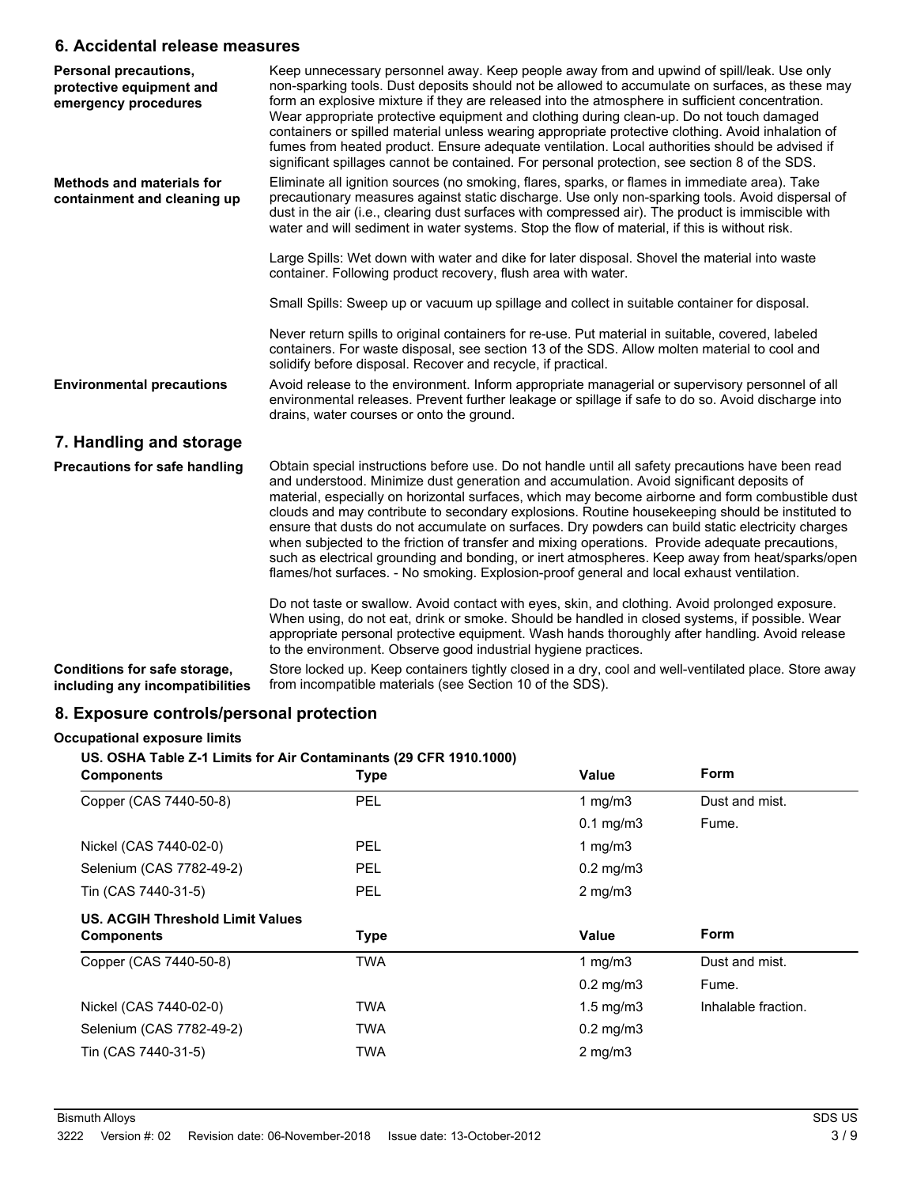## 6. Accidental release measures

**Personal precautions, protective equipment and emergency procedures**

Keep unnecessary personnel away. Keep people away from and upwind of spill/leak. Use only non-sparking tools. Dust deposits should not be allowed to accumulate on surfaces, as these may form an explosive mixture if they are released into the atmosphere in sufficient concentration. Wear appropriate protective equipment and clothing during clean-up. Do not touch damaged containers or spilled material unless wearing appropriate protective clothing. Avoid inhalation of fumes from heated product. Ensure adequate ventilation. Local authorities should be advised if significant spillages cannot be contained. For personal protection, see section 8 of the SDS.

**Methods and materials for containment and cleaning up**

Eliminate all ignition sources (no smoking, flares, sparks, or flames in immediate area). Take precautionary measures against static discharge. Use only non-sparking tools. Avoid dispersal of dust in the air (i.e., clearing dust surfaces with compressed air). The product is immiscible with water and will sediment in water systems. Stop the flow of material, if this is without risk.

Large Spills: Wet down with water and dike for later disposal. Shovel the material into waste container. Following product recovery, flush area with water.

Small Spills: Sweep up or vacuum up spillage and collect in suitable container for disposal.

Never return spills to original containers for re-use. Put material in suitable, covered, labeled containers. For waste disposal, see section 13 of the SDS. Allow molten material to cool and solidify before disposal. Recover and recycle, if practical.

**Environmental precautions**

Avoid release to the environment. Inform appropriate managerial or supervisory personnel of all environmental releases. Prevent further leakage or spillage if safe to do so. Avoid discharge into drains, water courses or onto the ground.

## 7. Handling and storage

**Precautions for safe handling**

Obtain special instructions before use. Do not handle until all safety precautions have been read and understood. Minimize dust generation and accumulation. Avoid significant deposits of material, especially on horizontal surfaces, which may become airborne and form combustible dust clouds and may contribute to secondary explosions. Routine housekeeping should be instituted to ensure that dusts do not accumulate on surfaces. Dry powders can build static electricity charges when subjected to the friction of transfer and mixing operations. Provide adequate precautions, such as electrical grounding and bonding, or inert atmospheres. Keep away from heat/sparks/open flames/hot surfaces. - No smoking. Explosion-proof general and local exhaust ventilation.

Do not taste or swallow. Avoid contact with eyes, skin, and clothing. Avoid prolonged exposure. When using, do not eat, drink or smoke. Should be handled in closed systems, if possible. Wear appropriate personal protective equipment. Wash hands thoroughly after handling. Avoid release to the environment. Observe good industrial hygiene practices.

**Conditions for safe storage, including any incompatibilities**

Store locked up. Keep containers tightly closed in a dry, cool and well-ventilated place. Store away from incompatible materials (see Section 10 of the SDS).

## 8. Exposure controls/personal protection

**Occupational exposure limits**

**US. OSHA Table Z-1 Limits for Air Contaminants (29 CFR 1910.1000)**

| Components | Type | Value | Form |
|---|---|---|---|
| Copper (CAS 7440-50-8) | PEL | 1 mg/m3 | Dust and mist. |
| | | 0.1 mg/m3 | Fume. |
| Nickel (CAS 7440-02-0) | PEL | 1 mg/m3 | |
| Selenium (CAS 7782-49-2) | PEL | 0.2 mg/m3 | |
| Tin (CAS 7440-31-5) | PEL | 2 mg/m3 | |

**US. ACGIH Threshold Limit Values**

| Components | Type | Value | Form |
|---|---|---|---|
| Copper (CAS 7440-50-8) | TWA | 1 mg/m3 | Dust and mist. |
| | | 0.2 mg/m3 | Fume. |
| Nickel (CAS 7440-02-0) | TWA | 1.5 mg/m3 | Inhalable fraction. |
| Selenium (CAS 7782-49-2) | TWA | 0.2 mg/m3 | |
| Tin (CAS 7440-31-5) | TWA | 2 mg/m3 | |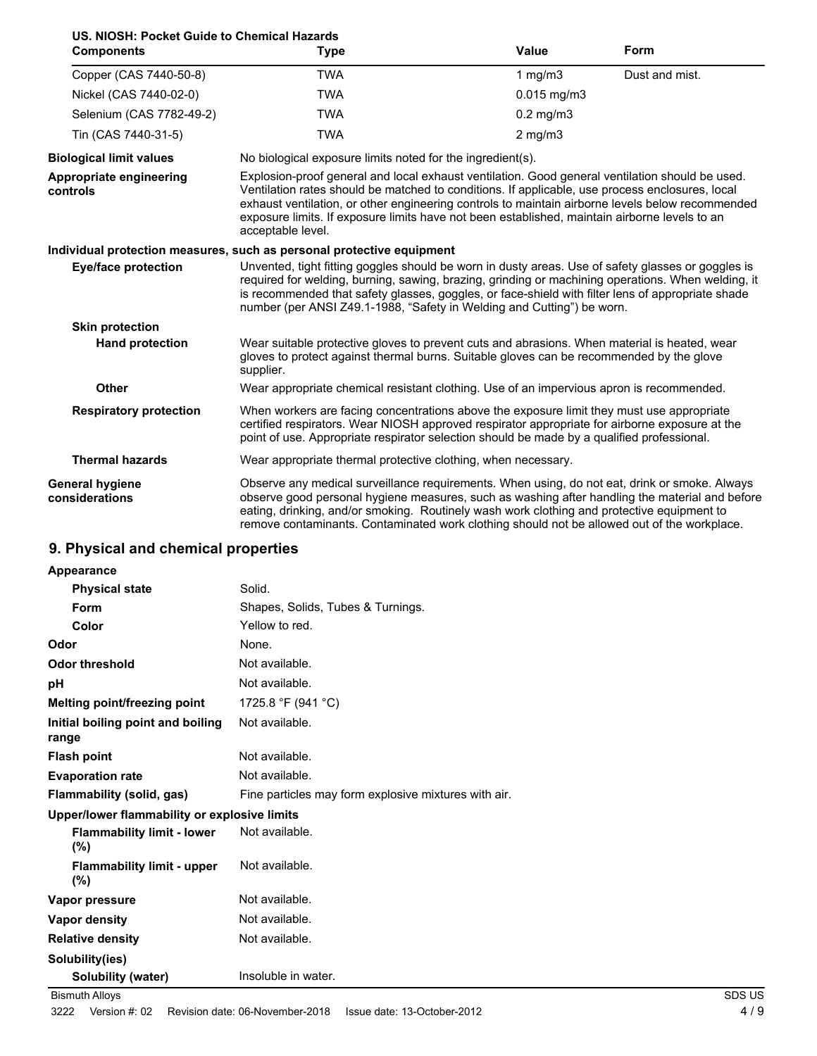**US. NIOSH: Pocket Guide to Chemical Hazards**

| Components | Type | Value | Form |
|---|---|---|---|
| Copper (CAS 7440-50-8) | TWA | 1 mg/m3 | Dust and mist. |
| Nickel (CAS 7440-02-0) | TWA | 0.015 mg/m3 | |
| Selenium (CAS 7782-49-2) | TWA | 0.2 mg/m3 | |
| Tin (CAS 7440-31-5) | TWA | 2 mg/m3 | |

**Biological limit values** No biological exposure limits noted for the ingredient(s).

**Appropriate engineering controls** Explosion-proof general and local exhaust ventilation. Good general ventilation should be used. Ventilation rates should be matched to conditions. If applicable, use process enclosures, local exhaust ventilation, or other engineering controls to maintain airborne levels below recommended exposure limits. If exposure limits have not been established, maintain airborne levels to an acceptable level.

**Individual protection measures, such as personal protective equipment**

**Eye/face protection** Unvented, tight fitting goggles should be worn in dusty areas. Use of safety glasses or goggles is required for welding, burning, sawing, brazing, grinding or machining operations. When welding, it is recommended that safety glasses, goggles, or face-shield with filter lens of appropriate shade number (per ANSI Z49.1-1988, "Safety in Welding and Cutting") be worn.

**Skin protection**

**Hand protection** Wear suitable protective gloves to prevent cuts and abrasions. When material is heated, wear gloves to protect against thermal burns. Suitable gloves can be recommended by the glove supplier.

**Other** Wear appropriate chemical resistant clothing. Use of an impervious apron is recommended.

**Respiratory protection** When workers are facing concentrations above the exposure limit they must use appropriate certified respirators. Wear NIOSH approved respirator appropriate for airborne exposure at the point of use. Appropriate respirator selection should be made by a qualified professional.

**Thermal hazards** Wear appropriate thermal protective clothing, when necessary.

**General hygiene considerations** Observe any medical surveillance requirements. When using, do not eat, drink or smoke. Always observe good personal hygiene measures, such as washing after handling the material and before eating, drinking, and/or smoking. Routinely wash work clothing and protective equipment to remove contaminants. Contaminated work clothing should not be allowed out of the workplace.

## 9. Physical and chemical properties

**Appearance**

| | |
|---|---|
| **Physical state** | Solid. |
| **Form** | Shapes, Solids, Tubes & Turnings. |
| **Color** | Yellow to red. |
| **Odor** | None. |
| **Odor threshold** | Not available. |
| **pH** | Not available. |
| **Melting point/freezing point** | 1725.8 °F (941 °C) |
| **Initial boiling point and boiling range** | Not available. |
| **Flash point** | Not available. |
| **Evaporation rate** | Not available. |
| **Flammability (solid, gas)** | Fine particles may form explosive mixtures with air. |

**Upper/lower flammability or explosive limits**

| | |
|---|---|
| **Flammability limit - lower (%)** | Not available. |
| **Flammability limit - upper (%)** | Not available. |
| **Vapor pressure** | Not available. |
| **Vapor density** | Not available. |
| **Relative density** | Not available. |

**Solubility(ies)**

| | |
|---|---|
| **Solubility (water)** | Insoluble in water. |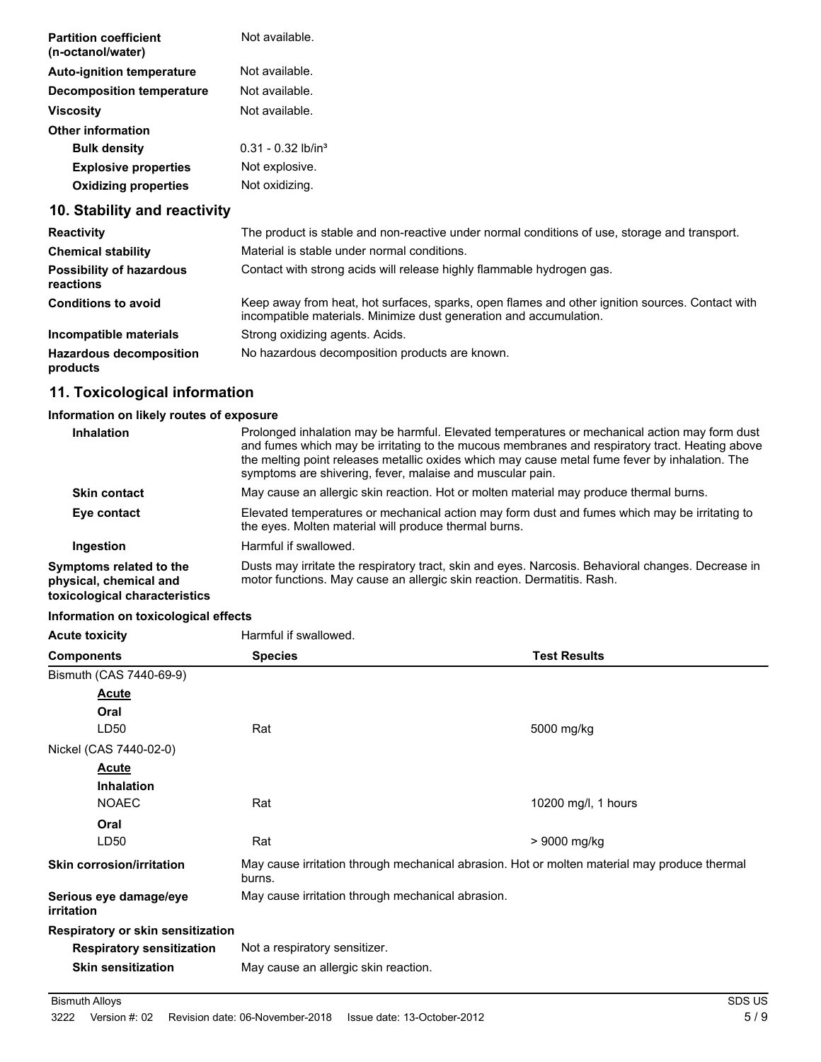| | |
|---|---|
| **Partition coefficient (n-octanol/water)** | Not available. |
| **Auto-ignition temperature** | Not available. |
| **Decomposition temperature** | Not available. |
| **Viscosity** | Not available. |
| **Other information** | |
| **Bulk density** | 0.31 - 0.32 lb/in³ |
| **Explosive properties** | Not explosive. |
| **Oxidizing properties** | Not oxidizing. |

## 10. Stability and reactivity

| | |
|---|---|
| **Reactivity** | The product is stable and non-reactive under normal conditions of use, storage and transport. |
| **Chemical stability** | Material is stable under normal conditions. |
| **Possibility of hazardous reactions** | Contact with strong acids will release highly flammable hydrogen gas. |
| **Conditions to avoid** | Keep away from heat, hot surfaces, sparks, open flames and other ignition sources. Contact with incompatible materials. Minimize dust generation and accumulation. |
| **Incompatible materials** | Strong oxidizing agents. Acids. |
| **Hazardous decomposition products** | No hazardous decomposition products are known. |

## 11. Toxicological information

**Information on likely routes of exposure**

| | |
|---|---|
| **Inhalation** | Prolonged inhalation may be harmful. Elevated temperatures or mechanical action may form dust and fumes which may be irritating to the mucous membranes and respiratory tract. Heating above the melting point releases metallic oxides which may cause metal fume fever by inhalation. The symptoms are shivering, fever, malaise and muscular pain. |
| **Skin contact** | May cause an allergic skin reaction. Hot or molten material may produce thermal burns. |
| **Eye contact** | Elevated temperatures or mechanical action may form dust and fumes which may be irritating to the eyes. Molten material will produce thermal burns. |
| **Ingestion** | Harmful if swallowed. |
| **Symptoms related to the physical, chemical and toxicological characteristics** | Dusts may irritate the respiratory tract, skin and eyes. Narcosis. Behavioral changes. Decrease in motor functions. May cause an allergic skin reaction. Dermatitis. Rash. |

**Information on toxicological effects**

**Acute toxicity** Harmful if swallowed.

| Components | Species | Test Results |
|---|---|---|
| Bismuth (CAS 7440-69-9) | | |
| **Acute** | | |
| **Oral** | | |
| LD50 | Rat | 5000 mg/kg |
| Nickel (CAS 7440-02-0) | | |
| **Acute** | | |
| **Inhalation** | | |
| NOAEC | Rat | 10200 mg/l, 1 hours |
| **Oral** | | |
| LD50 | Rat | > 9000 mg/kg |

| | |
|---|---|
| **Skin corrosion/irritation** | May cause irritation through mechanical abrasion. Hot or molten material may produce thermal burns. |
| **Serious eye damage/eye irritation** | May cause irritation through mechanical abrasion. |
| **Respiratory or skin sensitization** | |
| **Respiratory sensitization** | Not a respiratory sensitizer. |
| **Skin sensitization** | May cause an allergic skin reaction. |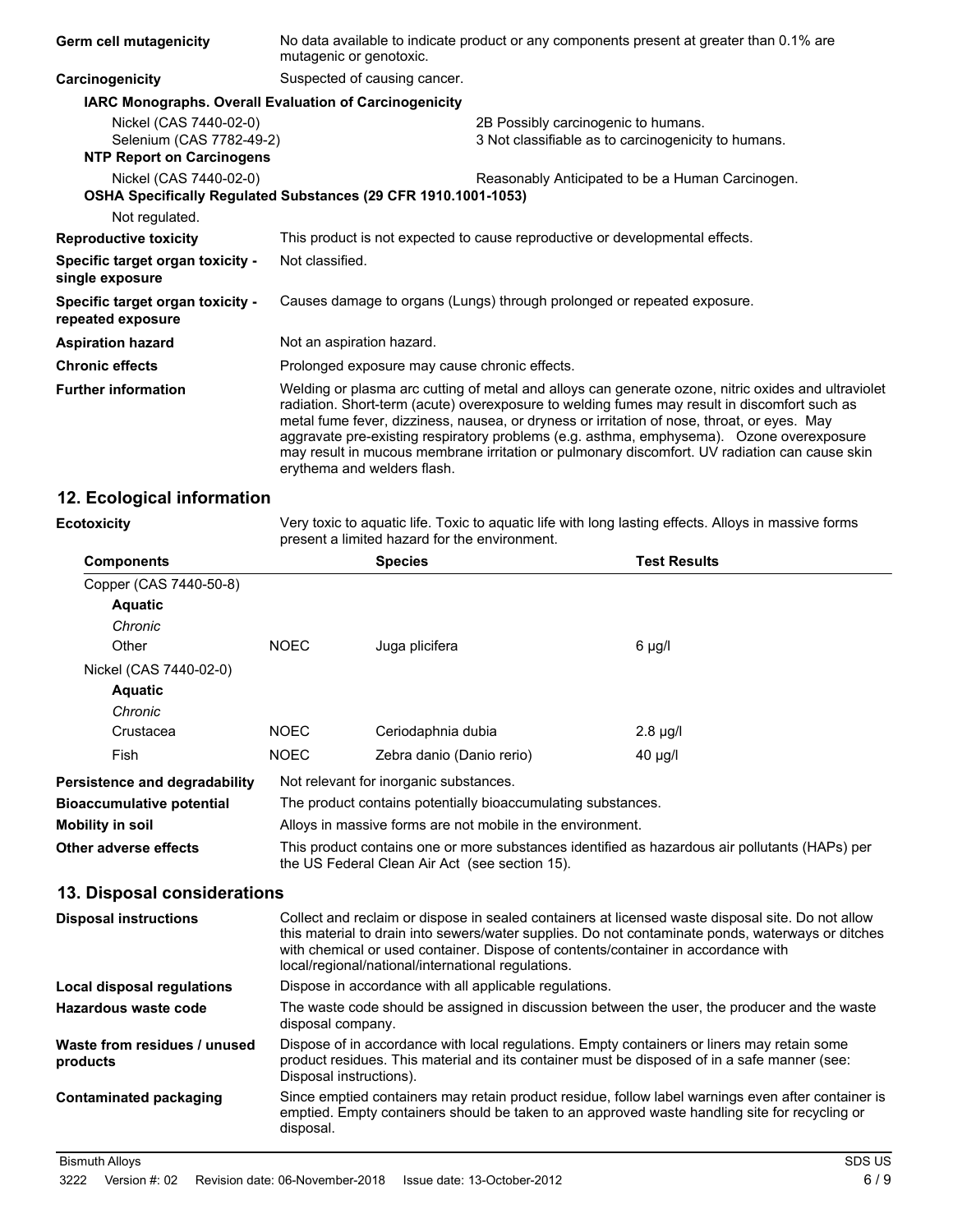**Germ cell mutagenicity** No data available to indicate product or any components present at greater than 0.1% are mutagenic or genotoxic.

**Carcinogenicity** Suspected of causing cancer.

**IARC Monographs. Overall Evaluation of Carcinogenicity**

| | |
|---|---|
| Nickel (CAS 7440-02-0) | 2B Possibly carcinogenic to humans. |
| Selenium (CAS 7782-49-2) | 3 Not classifiable as to carcinogenicity to humans. |

**NTP Report on Carcinogens**

| | |
|---|---|
| Nickel (CAS 7440-02-0) | Reasonably Anticipated to be a Human Carcinogen. |

**OSHA Specifically Regulated Substances (29 CFR 1910.1001-1053)**

Not regulated.

**Reproductive toxicity** This product is not expected to cause reproductive or developmental effects.

**Specific target organ toxicity - single exposure** Not classified.

**Specific target organ toxicity - repeated exposure** Causes damage to organs (Lungs) through prolonged or repeated exposure.

**Aspiration hazard** Not an aspiration hazard.

**Chronic effects** Prolonged exposure may cause chronic effects.

**Further information** Welding or plasma arc cutting of metal and alloys can generate ozone, nitric oxides and ultraviolet radiation. Short-term (acute) overexposure to welding fumes may result in discomfort such as metal fume fever, dizziness, nausea, or dryness or irritation of nose, throat, or eyes. May aggravate pre-existing respiratory problems (e.g. asthma, emphysema). Ozone overexposure may result in mucous membrane irritation or pulmonary discomfort. UV radiation can cause skin erythema and welders flash.

## 12. Ecological information

**Ecotoxicity** Very toxic to aquatic life. Toxic to aquatic life with long lasting effects. Alloys in massive forms present a limited hazard for the environment.

| Components | | Species | Test Results |
|---|---|---|---|
| Copper (CAS 7440-50-8) | | | |
| **Aquatic** | | | |
| *Chronic* | | | |
| Other | NOEC | Juga plicifera | 6 µg/l |
| Nickel (CAS 7440-02-0) | | | |
| **Aquatic** | | | |
| *Chronic* | | | |
| Crustacea | NOEC | Ceriodaphnia dubia | 2.8 µg/l |
| Fish | NOEC | Zebra danio (Danio rerio) | 40 µg/l |

**Persistence and degradability** Not relevant for inorganic substances.

**Bioaccumulative potential** The product contains potentially bioaccumulating substances.

**Mobility in soil** Alloys in massive forms are not mobile in the environment.

**Other adverse effects** This product contains one or more substances identified as hazardous air pollutants (HAPs) per the US Federal Clean Air Act (see section 15).

## 13. Disposal considerations

**Disposal instructions** Collect and reclaim or dispose in sealed containers at licensed waste disposal site. Do not allow this material to drain into sewers/water supplies. Do not contaminate ponds, waterways or ditches with chemical or used container. Dispose of contents/container in accordance with local/regional/national/international regulations.

**Local disposal regulations** Dispose in accordance with all applicable regulations.

**Hazardous waste code** The waste code should be assigned in discussion between the user, the producer and the waste disposal company.

**Waste from residues / unused products** Dispose of in accordance with local regulations. Empty containers or liners may retain some product residues. This material and its container must be disposed of in a safe manner (see: Disposal instructions).

**Contaminated packaging** Since emptied containers may retain product residue, follow label warnings even after container is emptied. Empty containers should be taken to an approved waste handling site for recycling or disposal.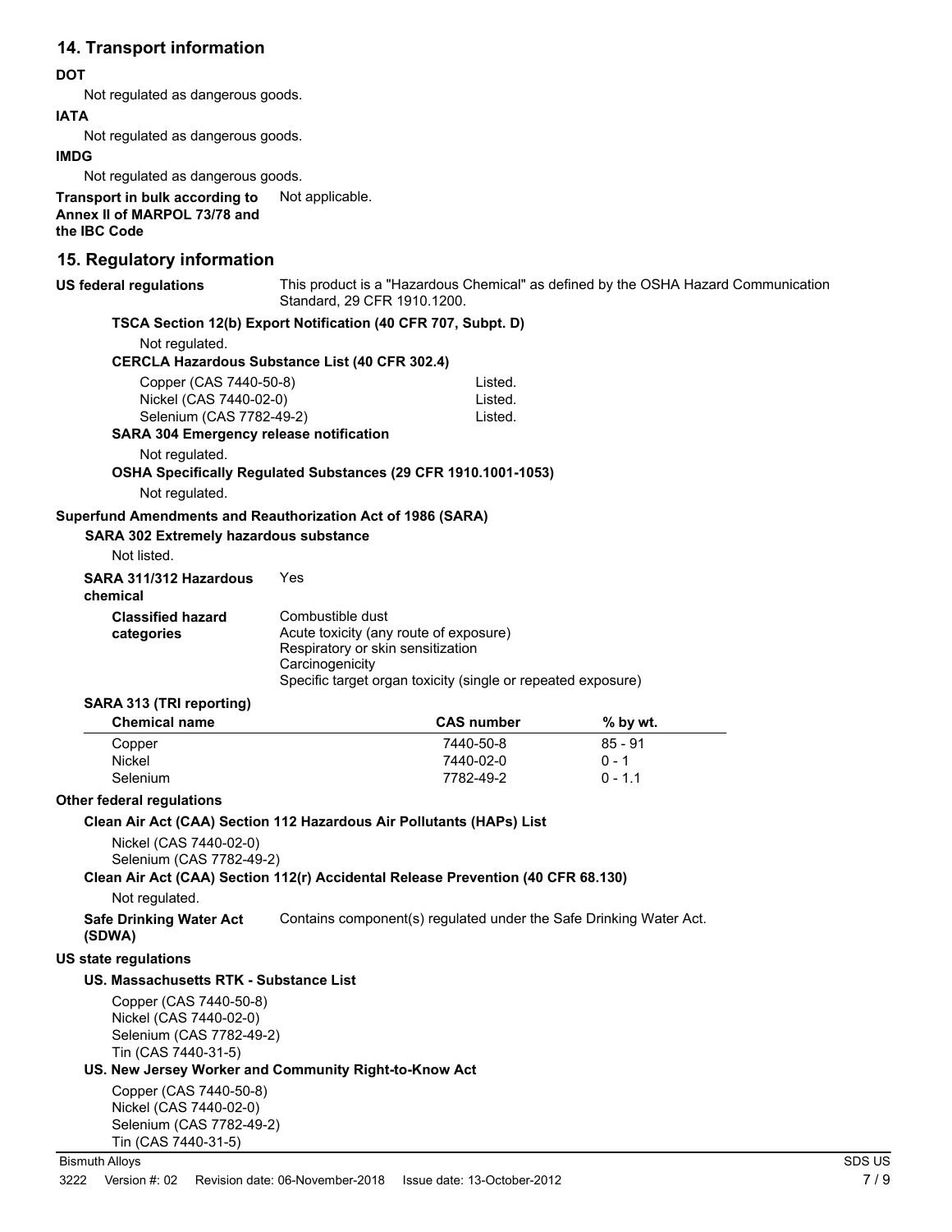## 14. Transport information

**DOT**

Not regulated as dangerous goods.

**IATA**

Not regulated as dangerous goods.

**IMDG**

Not regulated as dangerous goods.

**Transport in bulk according to Annex II of MARPOL 73/78 and the IBC Code** Not applicable.

## 15. Regulatory information

**US federal regulations** This product is a "Hazardous Chemical" as defined by the OSHA Hazard Communication Standard, 29 CFR 1910.1200.

**TSCA Section 12(b) Export Notification (40 CFR 707, Subpt. D)**

Not regulated.

**CERCLA Hazardous Substance List (40 CFR 302.4)**

| | |
|---|---|
| Copper (CAS 7440-50-8) | Listed. |
| Nickel (CAS 7440-02-0) | Listed. |
| Selenium (CAS 7782-49-2) | Listed. |

**SARA 304 Emergency release notification**

Not regulated.

**OSHA Specifically Regulated Substances (29 CFR 1910.1001-1053)**

Not regulated.

**Superfund Amendments and Reauthorization Act of 1986 (SARA)**

**SARA 302 Extremely hazardous substance**

Not listed.

**SARA 311/312 Hazardous chemical** Yes

**Classified hazard categories**

Combustible dust
Acute toxicity (any route of exposure)
Respiratory or skin sensitization
Carcinogenicity
Specific target organ toxicity (single or repeated exposure)

**SARA 313 (TRI reporting)**

| Chemical name | CAS number | % by wt. |
|---|---|---|
| Copper | 7440-50-8 | 85 - 91 |
| Nickel | 7440-02-0 | 0 - 1 |
| Selenium | 7782-49-2 | 0 - 1.1 |

**Other federal regulations**

**Clean Air Act (CAA) Section 112 Hazardous Air Pollutants (HAPs) List**

Nickel (CAS 7440-02-0)
Selenium (CAS 7782-49-2)

**Clean Air Act (CAA) Section 112(r) Accidental Release Prevention (40 CFR 68.130)**

Not regulated.

**Safe Drinking Water Act (SDWA)** Contains component(s) regulated under the Safe Drinking Water Act.

**US state regulations**

**US. Massachusetts RTK - Substance List**

Copper (CAS 7440-50-8)
Nickel (CAS 7440-02-0)
Selenium (CAS 7782-49-2)
Tin (CAS 7440-31-5)

**US. New Jersey Worker and Community Right-to-Know Act**

Copper (CAS 7440-50-8)
Nickel (CAS 7440-02-0)
Selenium (CAS 7782-49-2)
Tin (CAS 7440-31-5)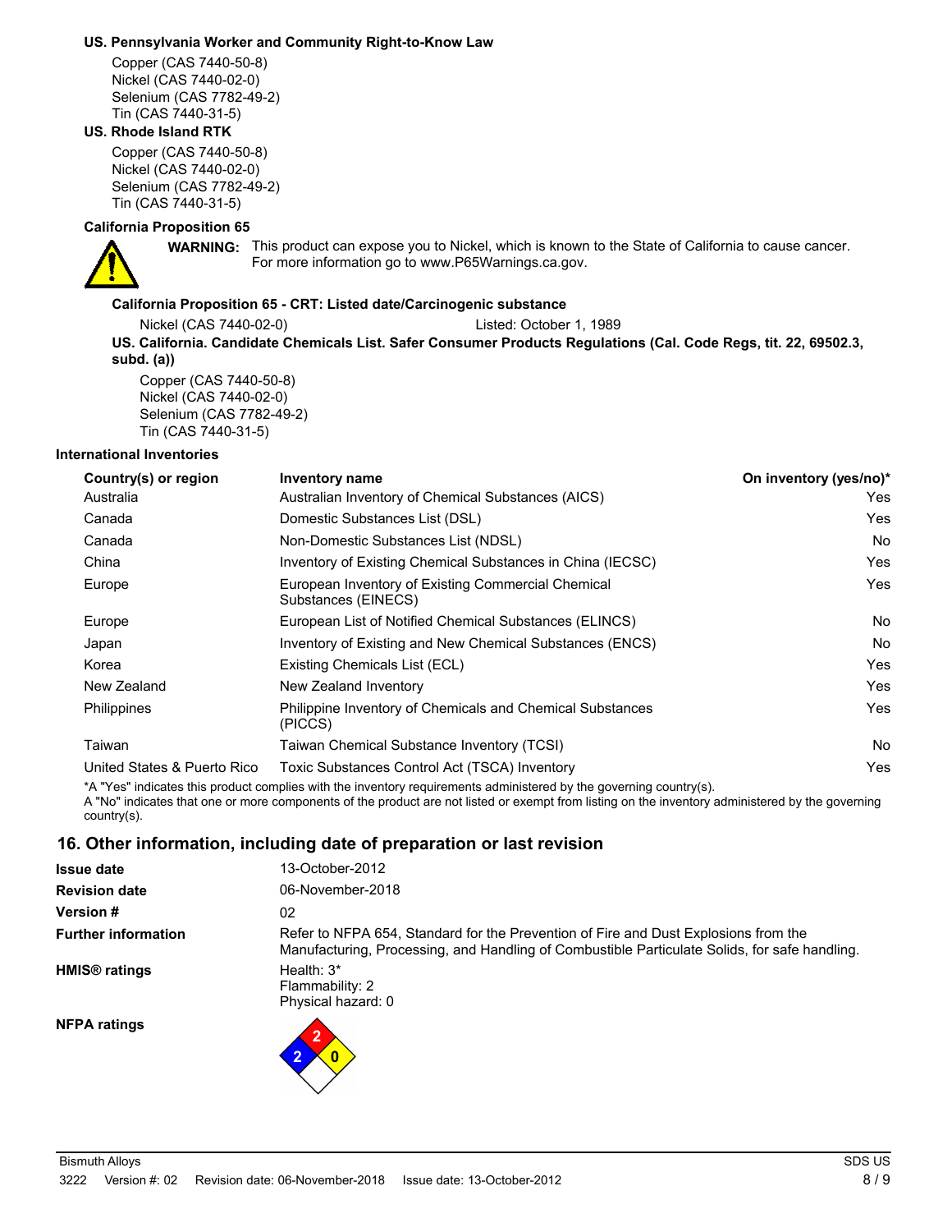**US. Pennsylvania Worker and Community Right-to-Know Law**

Copper (CAS 7440-50-8)
Nickel (CAS 7440-02-0)
Selenium (CAS 7782-49-2)
Tin (CAS 7440-31-5)

**US. Rhode Island RTK**

Copper (CAS 7440-50-8)
Nickel (CAS 7440-02-0)
Selenium (CAS 7782-49-2)
Tin (CAS 7440-31-5)

**California Proposition 65**

**WARNING:** This product can expose you to Nickel, which is known to the State of California to cause cancer. For more information go to www.P65Warnings.ca.gov.

**California Proposition 65 - CRT: Listed date/Carcinogenic substance**

Nickel (CAS 7440-02-0) Listed: October 1, 1989

**US. California. Candidate Chemicals List. Safer Consumer Products Regulations (Cal. Code Regs, tit. 22, 69502.3, subd. (a))**

Copper (CAS 7440-50-8)
Nickel (CAS 7440-02-0)
Selenium (CAS 7782-49-2)
Tin (CAS 7440-31-5)

**International Inventories**

| Country(s) or region | Inventory name | On inventory (yes/no)* |
|---|---|---|
| Australia | Australian Inventory of Chemical Substances (AICS) | Yes |
| Canada | Domestic Substances List (DSL) | Yes |
| Canada | Non-Domestic Substances List (NDSL) | No |
| China | Inventory of Existing Chemical Substances in China (IECSC) | Yes |
| Europe | European Inventory of Existing Commercial Chemical Substances (EINECS) | Yes |
| Europe | European List of Notified Chemical Substances (ELINCS) | No |
| Japan | Inventory of Existing and New Chemical Substances (ENCS) | No |
| Korea | Existing Chemicals List (ECL) | Yes |
| New Zealand | New Zealand Inventory | Yes |
| Philippines | Philippine Inventory of Chemicals and Chemical Substances (PICCS) | Yes |
| Taiwan | Taiwan Chemical Substance Inventory (TCSI) | No |
| United States & Puerto Rico | Toxic Substances Control Act (TSCA) Inventory | Yes |

*A "Yes" indicates this product complies with the inventory requirements administered by the governing country(s).
A "No" indicates that one or more components of the product are not listed or exempt from listing on the inventory administered by the governing country(s).

## 16. Other information, including date of preparation or last revision

**Issue date** 13-October-2012

**Revision date** 06-November-2018

**Version #** 02

**Further information** Refer to NFPA 654, Standard for the Prevention of Fire and Dust Explosions from the Manufacturing, Processing, and Handling of Combustible Particulate Solids, for safe handling.

**HMIS® ratings**
Health: 3*
Flammability: 2
Physical hazard: 0

**NFPA ratings**
Flammability (red): 2
Health (blue): 2
Instability (yellow): 0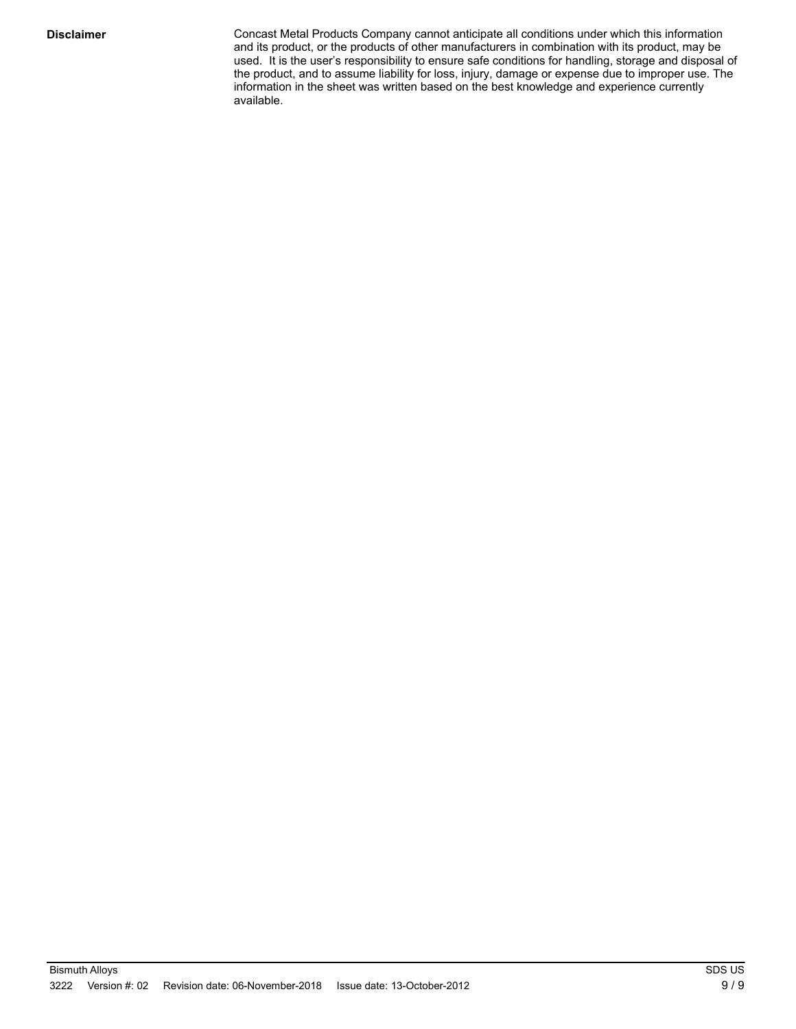**Disclaimer**

Concast Metal Products Company cannot anticipate all conditions under which this information and its product, or the products of other manufacturers in combination with its product, may be used. It is the user's responsibility to ensure safe conditions for handling, storage and disposal of the product, and to assume liability for loss, injury, damage or expense due to improper use. The information in the sheet was written based on the best knowledge and experience currently available.